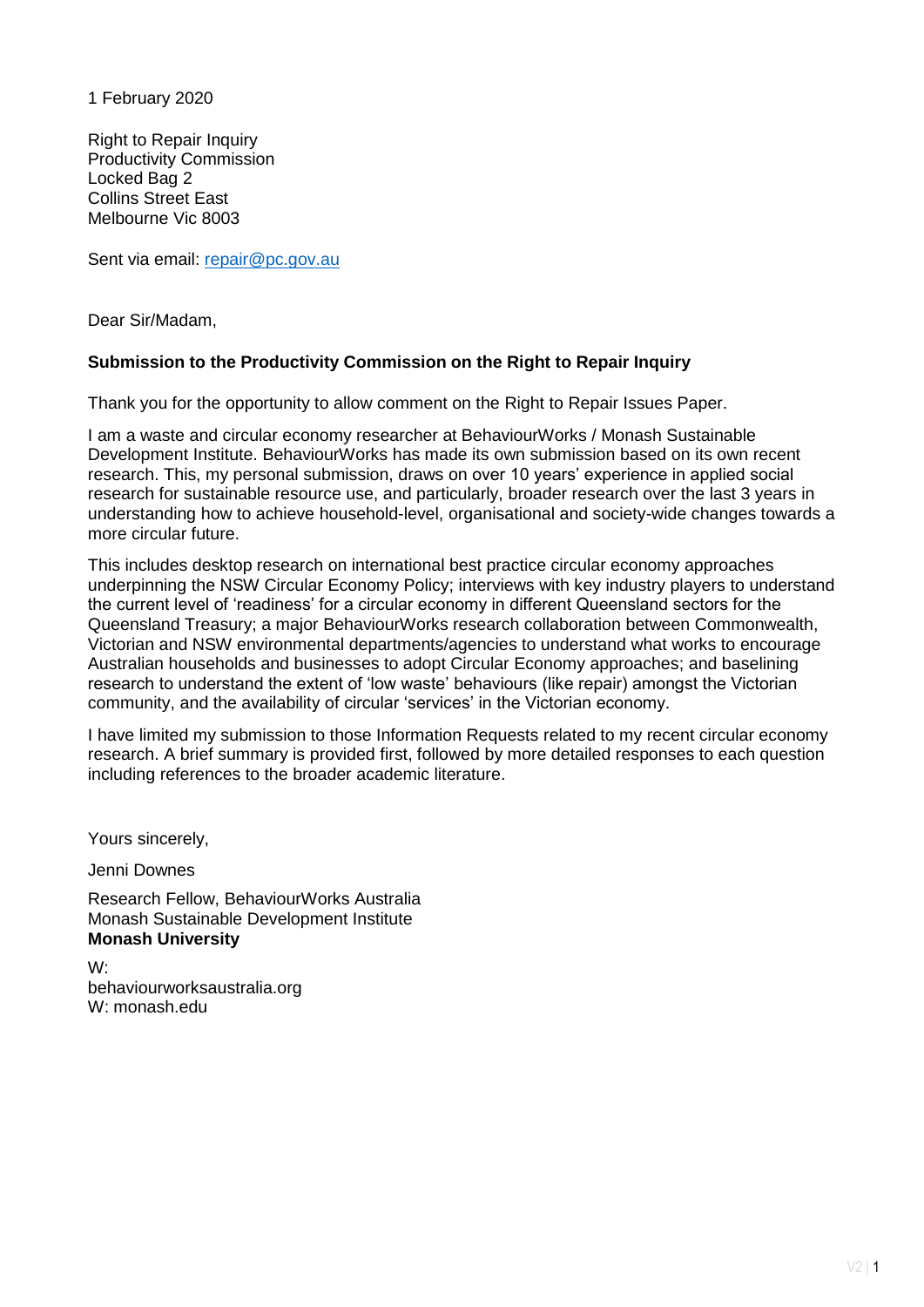1 February 2020

Right to Repair Inquiry
Productivity Commission
Locked Bag 2
Collins Street East
Melbourne Vic 8003

Sent via email: repair@pc.gov.au

Dear Sir/Madam,

**Submission to the Productivity Commission on the Right to Repair Inquiry**

Thank you for the opportunity to allow comment on the Right to Repair Issues Paper.

I am a waste and circular economy researcher at BehaviourWorks / Monash Sustainable Development Institute. BehaviourWorks has made its own submission based on its own recent research. This, my personal submission, draws on over 10 years' experience in applied social research for sustainable resource use, and particularly, broader research over the last 3 years in understanding how to achieve household-level, organisational and society-wide changes towards a more circular future.

This includes desktop research on international best practice circular economy approaches underpinning the NSW Circular Economy Policy; interviews with key industry players to understand the current level of 'readiness' for a circular economy in different Queensland sectors for the Queensland Treasury; a major BehaviourWorks research collaboration between Commonwealth, Victorian and NSW environmental departments/agencies to understand what works to encourage Australian households and businesses to adopt Circular Economy approaches; and baselining research to understand the extent of 'low waste' behaviours (like repair) amongst the Victorian community, and the availability of circular 'services' in the Victorian economy.

I have limited my submission to those Information Requests related to my recent circular economy research. A brief summary is provided first, followed by more detailed responses to each question including references to the broader academic literature.

Yours sincerely,

Jenni Downes

Research Fellow, BehaviourWorks Australia
Monash Sustainable Development Institute
**Monash University**

W:
behaviourworksaustralia.org
W: monash.edu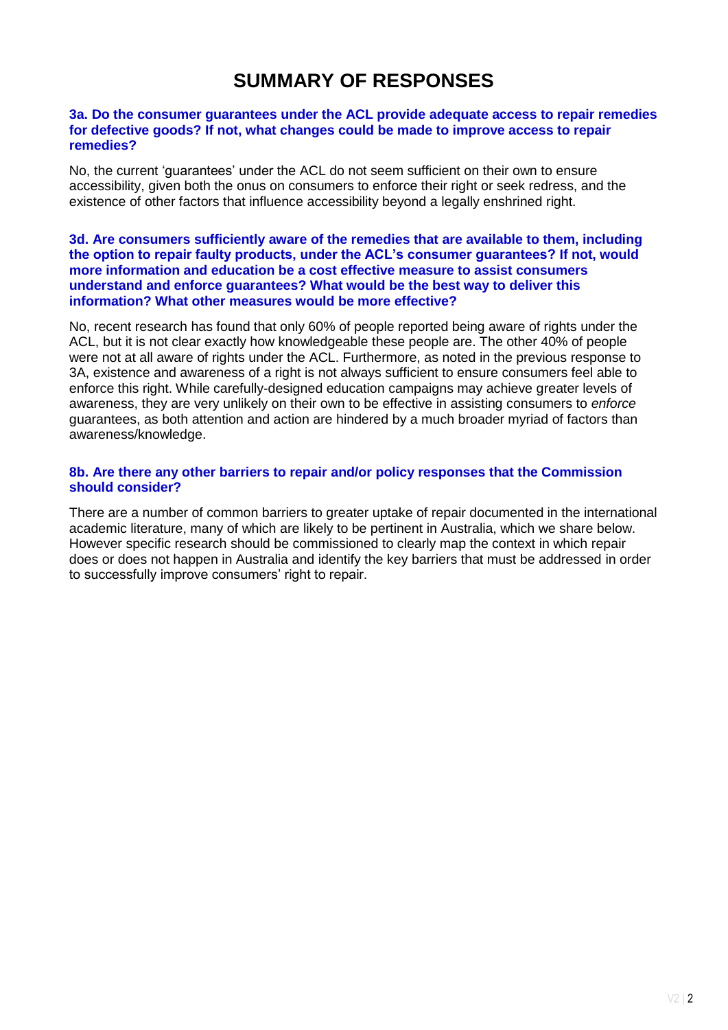# SUMMARY OF RESPONSES

### 3a. Do the consumer guarantees under the ACL provide adequate access to repair remedies for defective goods? If not, what changes could be made to improve access to repair remedies?

No, the current 'guarantees' under the ACL do not seem sufficient on their own to ensure accessibility, given both the onus on consumers to enforce their right or seek redress, and the existence of other factors that influence accessibility beyond a legally enshrined right.

### 3d. Are consumers sufficiently aware of the remedies that are available to them, including the option to repair faulty products, under the ACL's consumer guarantees? If not, would more information and education be a cost effective measure to assist consumers understand and enforce guarantees? What would be the best way to deliver this information? What other measures would be more effective?

No, recent research has found that only 60% of people reported being aware of rights under the ACL, but it is not clear exactly how knowledgeable these people are. The other 40% of people were not at all aware of rights under the ACL. Furthermore, as noted in the previous response to 3A, existence and awareness of a right is not always sufficient to ensure consumers feel able to enforce this right. While carefully-designed education campaigns may achieve greater levels of awareness, they are very unlikely on their own to be effective in assisting consumers to *enforce* guarantees, as both attention and action are hindered by a much broader myriad of factors than awareness/knowledge.

### 8b. Are there any other barriers to repair and/or policy responses that the Commission should consider?

There are a number of common barriers to greater uptake of repair documented in the international academic literature, many of which are likely to be pertinent in Australia, which we share below. However specific research should be commissioned to clearly map the context in which repair does or does not happen in Australia and identify the key barriers that must be addressed in order to successfully improve consumers' right to repair.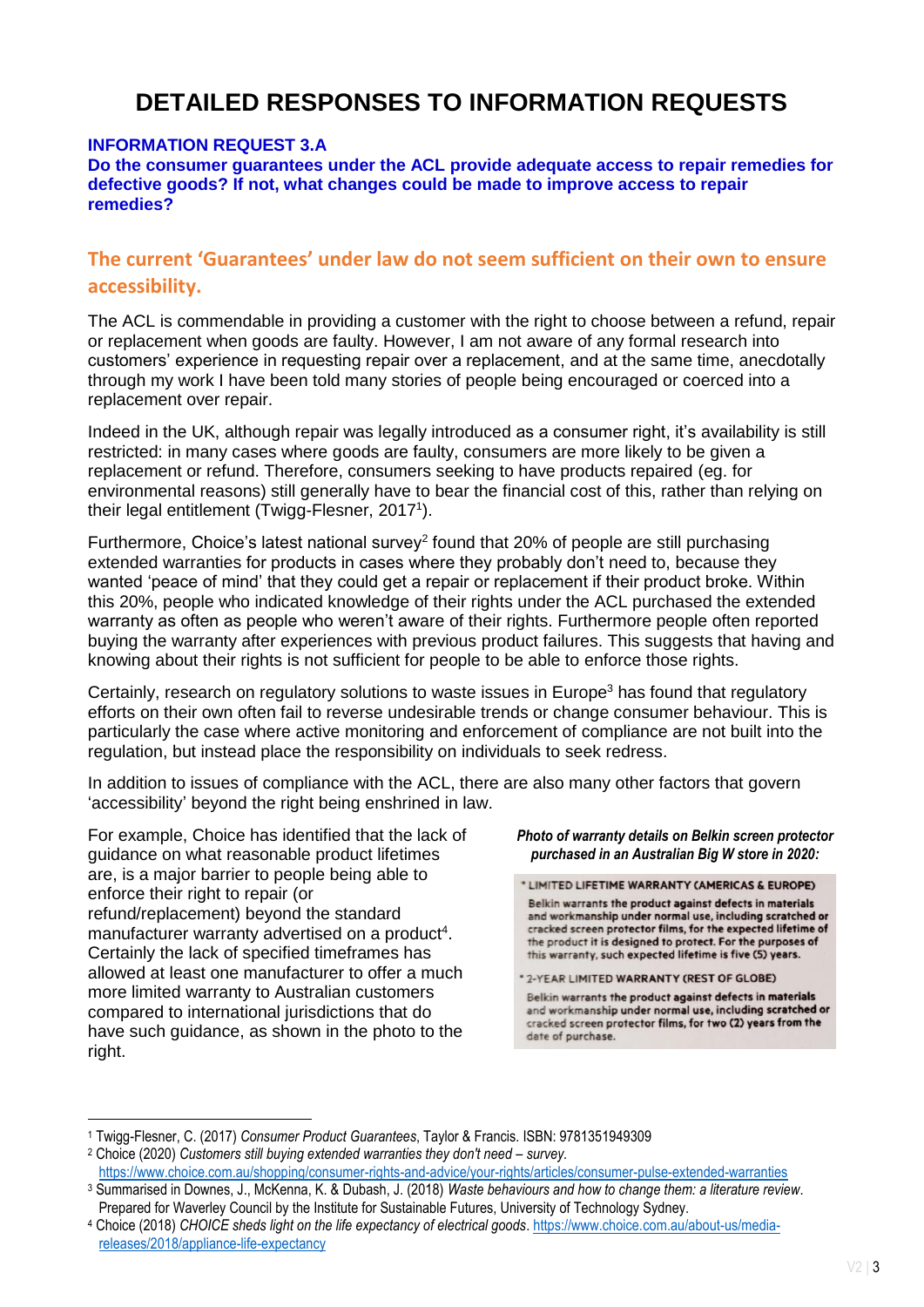# DETAILED RESPONSES TO INFORMATION REQUESTS

**INFORMATION REQUEST 3.A**

**Do the consumer guarantees under the ACL provide adequate access to repair remedies for defective goods? If not, what changes could be made to improve access to repair remedies?**

## The current 'Guarantees' under law do not seem sufficient on their own to ensure accessibility.

The ACL is commendable in providing a customer with the right to choose between a refund, repair or replacement when goods are faulty. However, I am not aware of any formal research into customers' experience in requesting repair over a replacement, and at the same time, anecdotally through my work I have been told many stories of people being encouraged or coerced into a replacement over repair.

Indeed in the UK, although repair was legally introduced as a consumer right, it's availability is still restricted: in many cases where goods are faulty, consumers are more likely to be given a replacement or refund. Therefore, consumers seeking to have products repaired (eg. for environmental reasons) still generally have to bear the financial cost of this, rather than relying on their legal entitlement (Twigg-Flesner, 2017[1]).

Furthermore, Choice's latest national survey[2] found that 20% of people are still purchasing extended warranties for products in cases where they probably don't need to, because they wanted 'peace of mind' that they could get a repair or replacement if their product broke. Within this 20%, people who indicated knowledge of their rights under the ACL purchased the extended warranty as often as people who weren't aware of their rights. Furthermore people often reported buying the warranty after experiences with previous product failures. This suggests that having and knowing about their rights is not sufficient for people to be able to enforce those rights.

Certainly, research on regulatory solutions to waste issues in Europe[3] has found that regulatory efforts on their own often fail to reverse undesirable trends or change consumer behaviour. This is particularly the case where active monitoring and enforcement of compliance are not built into the regulation, but instead place the responsibility on individuals to seek redress.

In addition to issues of compliance with the ACL, there are also many other factors that govern 'accessibility' beyond the right being enshrined in law.

For example, Choice has identified that the lack of guidance on what reasonable product lifetimes are, is a major barrier to people being able to enforce their right to repair (or refund/replacement) beyond the standard manufacturer warranty advertised on a product[4]. Certainly the lack of specified timeframes has allowed at least one manufacturer to offer a much more limited warranty to Australian customers compared to international jurisdictions that do have such guidance, as shown in the photo to the right.

***Photo of warranty details on Belkin screen protector purchased in an Australian Big W store in 2020:***

* LIMITED LIFETIME WARRANTY (AMERICAS & EUROPE)

Belkin warrants the product against defects in materials and workmanship under normal use, including scratched or cracked screen protector films, for the expected lifetime of the product it is designed to protect. For the purposes of this warranty, such expected lifetime is five (5) years.

* 2-YEAR LIMITED WARRANTY (REST OF GLOBE)

Belkin warrants the product against defects in materials and workmanship under normal use, including scratched or cracked screen protector films, for two (2) years from the date of purchase.

---

[1] Twigg-Flesner, C. (2017) *Consumer Product Guarantees*, Taylor & Francis. ISBN: 9781351949309

[2] Choice (2020) *Customers still buying extended warranties they don't need – survey.* https://www.choice.com.au/shopping/consumer-rights-and-advice/your-rights/articles/consumer-pulse-extended-warranties

[3] Summarised in Downes, J., McKenna, K. & Dubash, J. (2018) *Waste behaviours and how to change them: a literature review*. Prepared for Waverley Council by the Institute for Sustainable Futures, University of Technology Sydney.

[4] Choice (2018) *CHOICE sheds light on the life expectancy of electrical goods*. https://www.choice.com.au/about-us/media-releases/2018/appliance-life-expectancy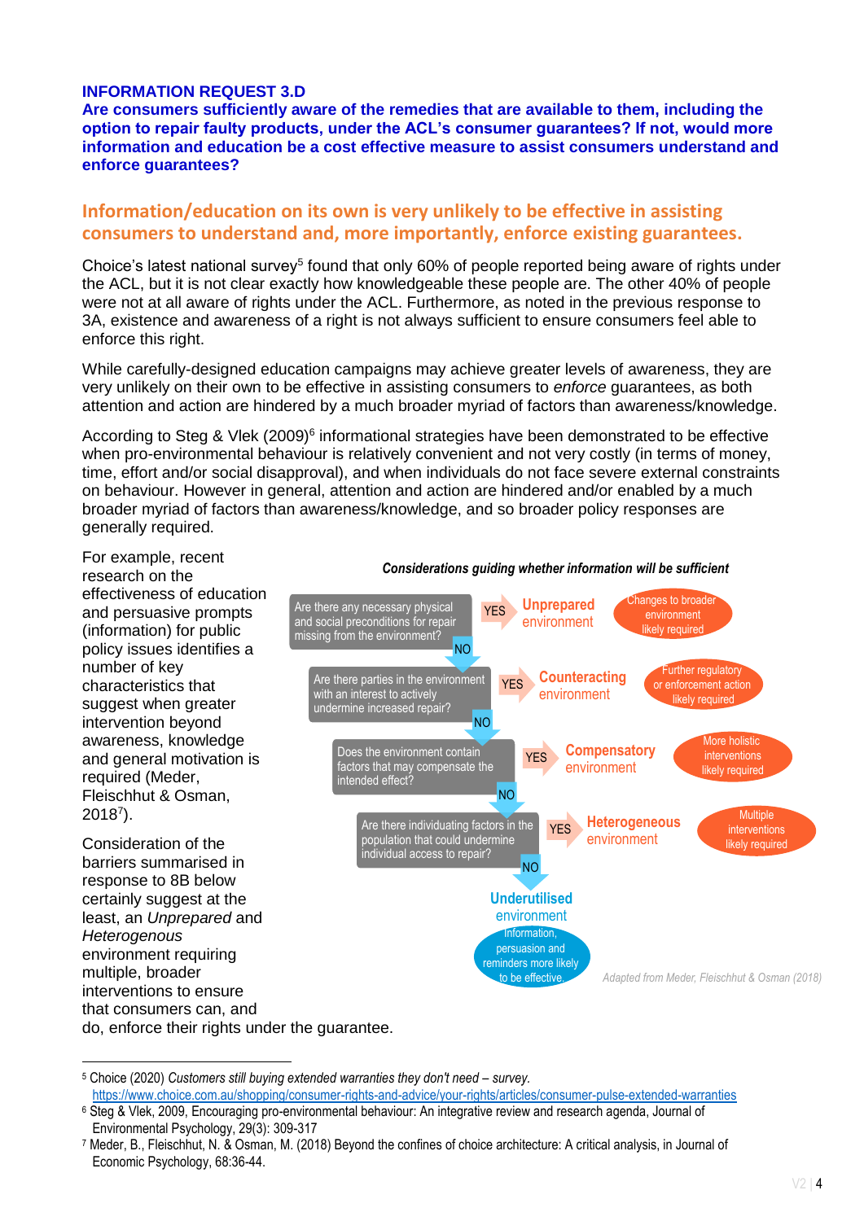**INFORMATION REQUEST 3.D**

**Are consumers sufficiently aware of the remedies that are available to them, including the option to repair faulty products, under the ACL's consumer guarantees? If not, would more information and education be a cost effective measure to assist consumers understand and enforce guarantees?**

## Information/education on its own is very unlikely to be effective in assisting consumers to understand and, more importantly, enforce existing guarantees.

Choice's latest national survey[5] found that only 60% of people reported being aware of rights under the ACL, but it is not clear exactly how knowledgeable these people are. The other 40% of people were not at all aware of rights under the ACL. Furthermore, as noted in the previous response to 3A, existence and awareness of a right is not always sufficient to ensure consumers feel able to enforce this right.

While carefully-designed education campaigns may achieve greater levels of awareness, they are very unlikely on their own to be effective in assisting consumers to *enforce* guarantees, as both attention and action are hindered by a much broader myriad of factors than awareness/knowledge.

According to Steg & Vlek (2009)[6] informational strategies have been demonstrated to be effective when pro-environmental behaviour is relatively convenient and not very costly (in terms of money, time, effort and/or social disapproval), and when individuals do not face severe external constraints on behaviour. However in general, attention and action are hindered and/or enabled by a much broader myriad of factors than awareness/knowledge, and so broader policy responses are generally required.

For example, recent research on the effectiveness of education and persuasive prompts (information) for public policy issues identifies a number of key characteristics that suggest when greater intervention beyond awareness, knowledge and general motivation is required (Meder, Fleischhut & Osman, 2018[7]).

***Considerations guiding whether information will be sufficient***

- Are there any necessary physical and social preconditions for repair missing from the environment?
  - YES → **Unprepared** environment → Changes to broader environment likely required
  - NO ↓
- Are there parties in the environment with an interest to actively undermine increased repair?
  - YES → **Counteracting** environment → Further regulatory or enforcement action likely required
  - NO ↓
- Does the environment contain factors that may compensate the intended effect?
  - YES → **Compensatory** environment → More holistic interventions likely required
  - NO ↓
- Are there individuating factors in the population that could undermine individual access to repair?
  - YES → **Heterogeneous** environment → Multiple interventions likely required
  - NO ↓
- **Underutilised** environment → Information, persuasion and reminders more likely to be effective.

*Adapted from Meder, Fleischhut & Osman (2018)*

Consideration of the barriers summarised in response to 8B below certainly suggest at the least, an *Unprepared* and *Heterogenous* environment requiring multiple, broader interventions to ensure that consumers can, and do, enforce their rights under the guarantee.

---

[5] Choice (2020) *Customers still buying extended warranties they don't need – survey.* https://www.choice.com.au/shopping/consumer-rights-and-advice/your-rights/articles/consumer-pulse-extended-warranties

[6] Steg & Vlek, 2009, Encouraging pro-environmental behaviour: An integrative review and research agenda, Journal of Environmental Psychology, 29(3): 309-317

[7] Meder, B., Fleischhut, N. & Osman, M. (2018) Beyond the confines of choice architecture: A critical analysis, in Journal of Economic Psychology, 68:36-44.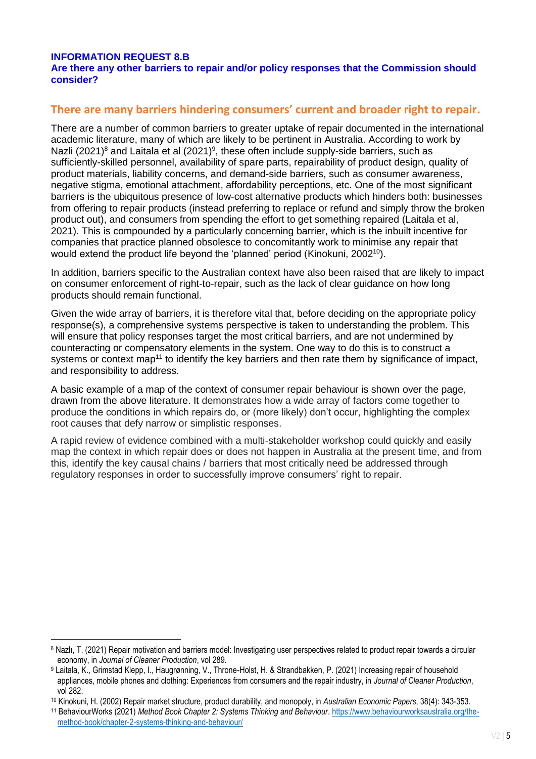**INFORMATION REQUEST 8.B**
**Are there any other barriers to repair and/or policy responses that the Commission should consider?**

## There are many barriers hindering consumers' current and broader right to repair.

There are a number of common barriers to greater uptake of repair documented in the international academic literature, many of which are likely to be pertinent in Australia. According to work by Nazli (2021)[8] and Laitala et al (2021)[9], these often include supply-side barriers, such as sufficiently-skilled personnel, availability of spare parts, repairability of product design, quality of product materials, liability concerns, and demand-side barriers, such as consumer awareness, negative stigma, emotional attachment, affordability perceptions, etc. One of the most significant barriers is the ubiquitous presence of low-cost alternative products which hinders both: businesses from offering to repair products (instead preferring to replace or refund and simply throw the broken product out), and consumers from spending the effort to get something repaired (Laitala et al, 2021). This is compounded by a particularly concerning barrier, which is the inbuilt incentive for companies that practice planned obsolesce to concomitantly work to minimise any repair that would extend the product life beyond the 'planned' period (Kinokuni, 2002[10]).

In addition, barriers specific to the Australian context have also been raised that are likely to impact on consumer enforcement of right-to-repair, such as the lack of clear guidance on how long products should remain functional.

Given the wide array of barriers, it is therefore vital that, before deciding on the appropriate policy response(s), a comprehensive systems perspective is taken to understanding the problem. This will ensure that policy responses target the most critical barriers, and are not undermined by counteracting or compensatory elements in the system. One way to do this is to construct a systems or context map[11] to identify the key barriers and then rate them by significance of impact, and responsibility to address.

A basic example of a map of the context of consumer repair behaviour is shown over the page, drawn from the above literature. It demonstrates how a wide array of factors come together to produce the conditions in which repairs do, or (more likely) don't occur, highlighting the complex root causes that defy narrow or simplistic responses.

A rapid review of evidence combined with a multi-stakeholder workshop could quickly and easily map the context in which repair does or does not happen in Australia at the present time, and from this, identify the key causal chains / barriers that most critically need be addressed through regulatory responses in order to successfully improve consumers' right to repair.

---

[8] Nazlı, T. (2021) Repair motivation and barriers model: Investigating user perspectives related to product repair towards a circular economy, in *Journal of Cleaner Production*, vol 289.

[9] Laitala, K., Grimstad Klepp, I., Haugrønning, V., Throne-Holst, H. & Strandbakken, P. (2021) Increasing repair of household appliances, mobile phones and clothing: Experiences from consumers and the repair industry, in *Journal of Cleaner Production*, vol 282.

[10] Kinokuni, H. (2002) Repair market structure, product durability, and monopoly, in *Australian Economic Papers*, 38(4): 343-353.

[11] BehaviourWorks (2021) *Method Book Chapter 2: Systems Thinking and Behaviour*. https://www.behaviourworksaustralia.org/the-method-book/chapter-2-systems-thinking-and-behaviour/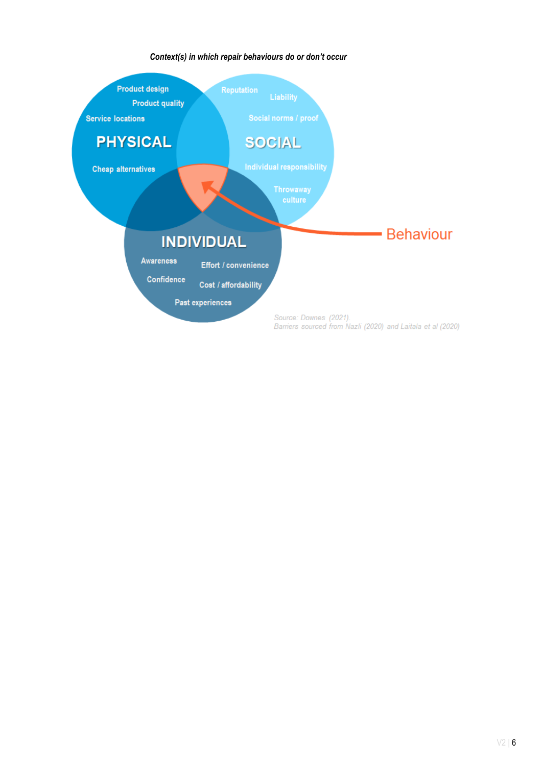*Context(s) in which repair behaviours do or don't occur*

PHYSICAL

Product design

Product quality

Service locations

Cheap alternatives

SOCIAL

Reputation

Liability

Social norms / proof

Individual responsibility

Throwaway culture

INDIVIDUAL

Awareness

Effort / convenience

Confidence

Cost / affordability

Past experiences

Behaviour

*Source: Downes (2021).*
*Barriers sourced from Nazli (2020) and Laitala et al (2020)*